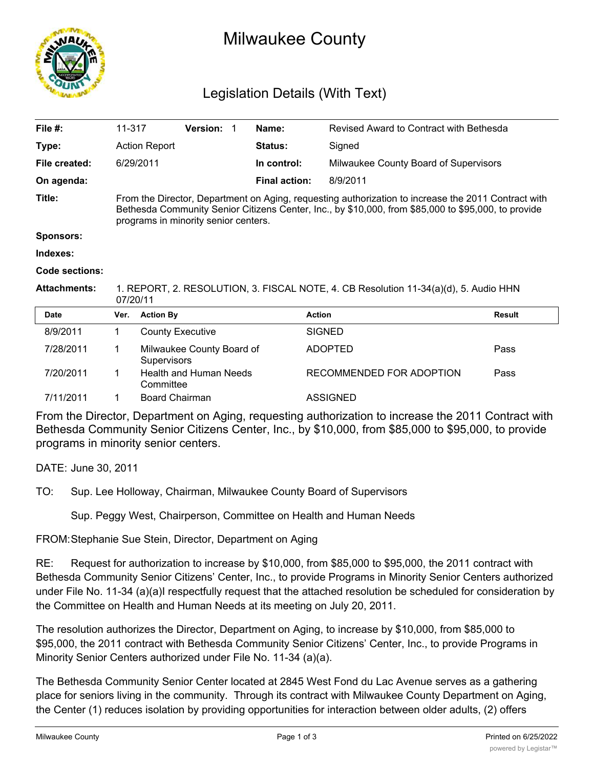# Milwaukee County

## Legislation Details (With Text)

| | | | | | |
|---|---|---|---|---|---|
| **File #:** | 11-317 | **Version:** 1 | | **Name:** | Revised Award to Contract with Bethesda |
| **Type:** | Action Report | | | **Status:** | Signed |
| **File created:** | 6/29/2011 | | | **In control:** | Milwaukee County Board of Supervisors |
| **On agenda:** | | | | **Final action:** | 8/9/2011 |

**Title:** From the Director, Department on Aging, requesting authorization to increase the 2011 Contract with Bethesda Community Senior Citizens Center, Inc., by $10,000, from $85,000 to $95,000, to provide programs in minority senior centers.

**Sponsors:**

**Indexes:**

**Code sections:**

**Attachments:** 1. REPORT, 2. RESOLUTION, 3. FISCAL NOTE, 4. CB Resolution 11-34(a)(d), 5. Audio HHN 07/20/11

| Date | Ver. | Action By | Action | Result |
|---|---|---|---|---|
| 8/9/2011 | 1 | County Executive | SIGNED | |
| 7/28/2011 | 1 | Milwaukee County Board of Supervisors | ADOPTED | Pass |
| 7/20/2011 | 1 | Health and Human Needs Committee | RECOMMENDED FOR ADOPTION | Pass |
| 7/11/2011 | 1 | Board Chairman | ASSIGNED | |

From the Director, Department on Aging, requesting authorization to increase the 2011 Contract with Bethesda Community Senior Citizens Center, Inc., by $10,000, from $85,000 to $95,000, to provide programs in minority senior centers.

DATE: June 30, 2011

TO: Sup. Lee Holloway, Chairman, Milwaukee County Board of Supervisors

Sup. Peggy West, Chairperson, Committee on Health and Human Needs

FROM: Stephanie Sue Stein, Director, Department on Aging

RE: Request for authorization to increase by $10,000, from $85,000 to $95,000, the 2011 contract with Bethesda Community Senior Citizens' Center, Inc., to provide Programs in Minority Senior Centers authorized under File No. 11-34 (a)(a)I respectfully request that the attached resolution be scheduled for consideration by the Committee on Health and Human Needs at its meeting on July 20, 2011.

The resolution authorizes the Director, Department on Aging, to increase by $10,000, from $85,000 to $95,000, the 2011 contract with Bethesda Community Senior Citizens' Center, Inc., to provide Programs in Minority Senior Centers authorized under File No. 11-34 (a)(a).

The Bethesda Community Senior Center located at 2845 West Fond du Lac Avenue serves as a gathering place for seniors living in the community. Through its contract with Milwaukee County Department on Aging, the Center (1) reduces isolation by providing opportunities for interaction between older adults, (2) offers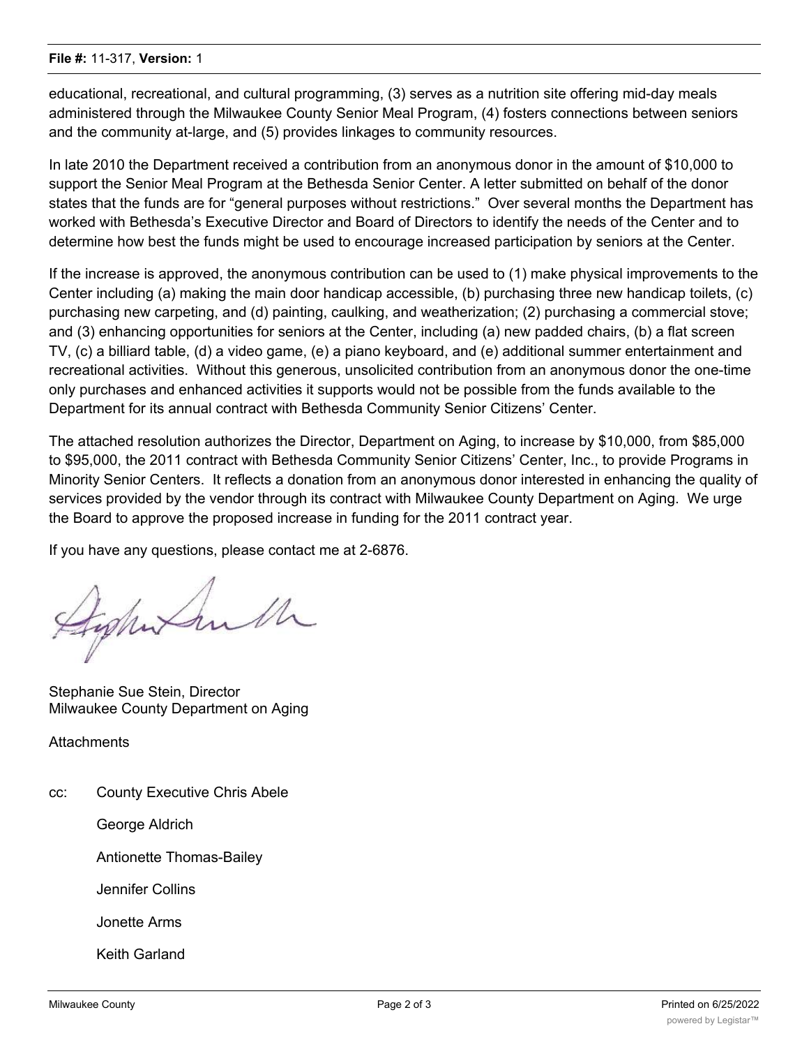educational, recreational, and cultural programming, (3) serves as a nutrition site offering mid-day meals administered through the Milwaukee County Senior Meal Program, (4) fosters connections between seniors and the community at-large, and (5) provides linkages to community resources.

In late 2010 the Department received a contribution from an anonymous donor in the amount of $10,000 to support the Senior Meal Program at the Bethesda Senior Center. A letter submitted on behalf of the donor states that the funds are for "general purposes without restrictions." Over several months the Department has worked with Bethesda's Executive Director and Board of Directors to identify the needs of the Center and to determine how best the funds might be used to encourage increased participation by seniors at the Center.

If the increase is approved, the anonymous contribution can be used to (1) make physical improvements to the Center including (a) making the main door handicap accessible, (b) purchasing three new handicap toilets, (c) purchasing new carpeting, and (d) painting, caulking, and weatherization; (2) purchasing a commercial stove; and (3) enhancing opportunities for seniors at the Center, including (a) new padded chairs, (b) a flat screen TV, (c) a billiard table, (d) a video game, (e) a piano keyboard, and (e) additional summer entertainment and recreational activities. Without this generous, unsolicited contribution from an anonymous donor the one-time only purchases and enhanced activities it supports would not be possible from the funds available to the Department for its annual contract with Bethesda Community Senior Citizens' Center.

The attached resolution authorizes the Director, Department on Aging, to increase by $10,000, from $85,000 to $95,000, the 2011 contract with Bethesda Community Senior Citizens' Center, Inc., to provide Programs in Minority Senior Centers. It reflects a donation from an anonymous donor interested in enhancing the quality of services provided by the vendor through its contract with Milwaukee County Department on Aging. We urge the Board to approve the proposed increase in funding for the 2011 contract year.

If you have any questions, please contact me at 2-6876.

Stephanie Sue Stein, Director
Milwaukee County Department on Aging

Attachments

cc: County Executive Chris Abele
George Aldrich
Antionette Thomas-Bailey
Jennifer Collins
Jonette Arms
Keith Garland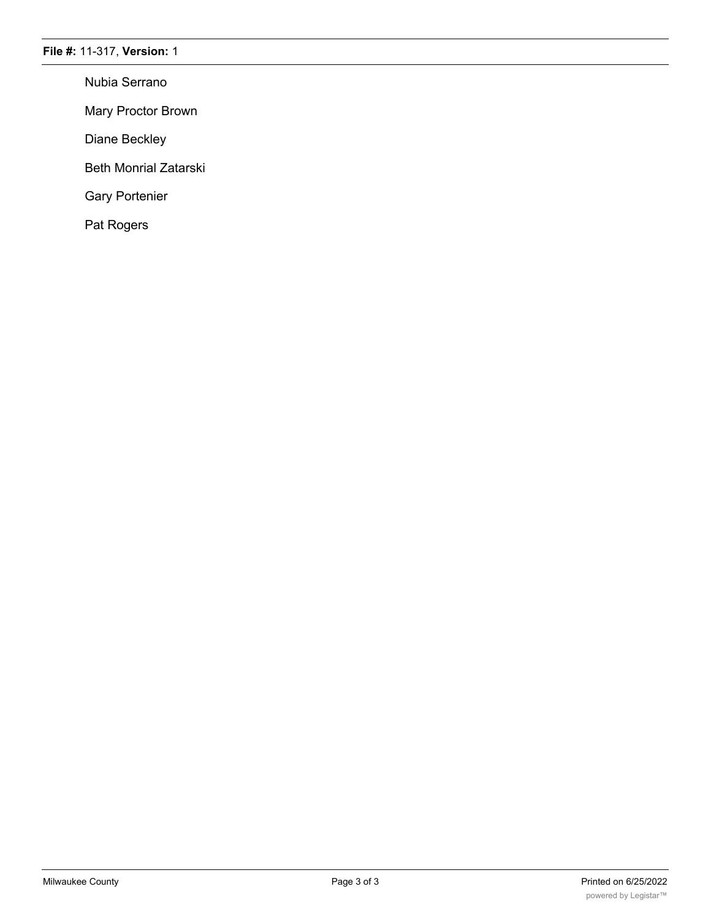Nubia Serrano

Mary Proctor Brown

Diane Beckley

Beth Monrial Zatarski

Gary Portenier

Pat Rogers